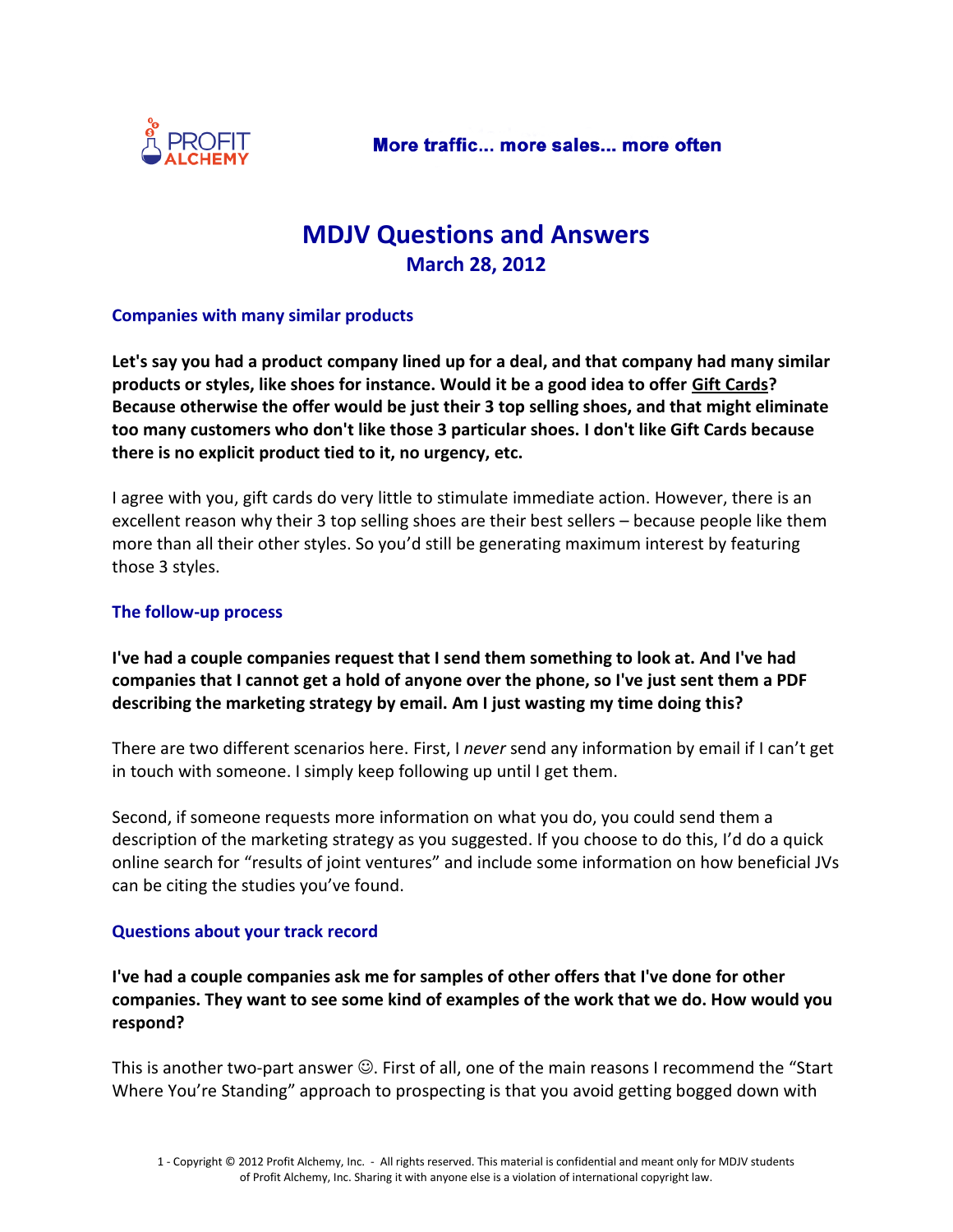# MDJV Questions and Answers

## March 28, 2012

### Companies with many similar products

**Let's say you had a product company lined up for a deal, and that company had many similar products or styles, like shoes for instance. Would it be a good idea to offer Gift Cards? Because otherwise the offer would be just their 3 top selling shoes, and that might eliminate too many customers who don't like those 3 particular shoes. I don't like Gift Cards because there is no explicit product tied to it, no urgency, etc.**

I agree with you, gift cards do very little to stimulate immediate action. However, there is an excellent reason why their 3 top selling shoes are their best sellers – because people like them more than all their other styles. So you'd still be generating maximum interest by featuring those 3 styles.

### The follow-up process

**I've had a couple companies request that I send them something to look at. And I've had companies that I cannot get a hold of anyone over the phone, so I've just sent them a PDF describing the marketing strategy by email. Am I just wasting my time doing this?**

There are two different scenarios here. First, I *never* send any information by email if I can't get in touch with someone. I simply keep following up until I get them.

Second, if someone requests more information on what you do, you could send them a description of the marketing strategy as you suggested. If you choose to do this, I'd do a quick online search for "results of joint ventures" and include some information on how beneficial JVs can be citing the studies you've found.

### Questions about your track record

**I've had a couple companies ask me for samples of other offers that I've done for other companies. They want to see some kind of examples of the work that we do. How would you respond?**

This is another two-part answer ☺. First of all, one of the main reasons I recommend the "Start Where You're Standing" approach to prospecting is that you avoid getting bogged down with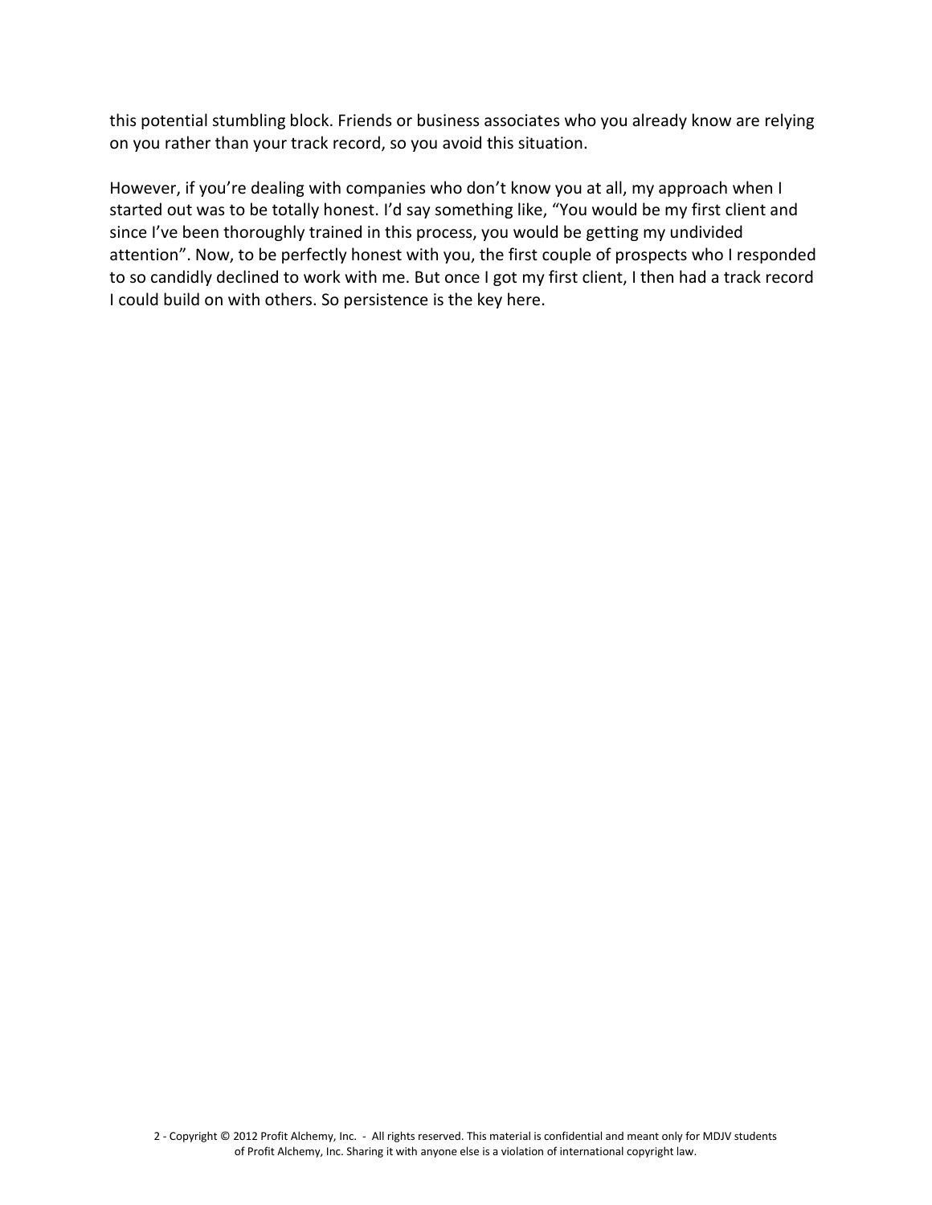this potential stumbling block. Friends or business associates who you already know are relying on you rather than your track record, so you avoid this situation.

However, if you're dealing with companies who don't know you at all, my approach when I started out was to be totally honest. I'd say something like, "You would be my first client and since I've been thoroughly trained in this process, you would be getting my undivided attention". Now, to be perfectly honest with you, the first couple of prospects who I responded to so candidly declined to work with me. But once I got my first client, I then had a track record I could build on with others. So persistence is the key here.